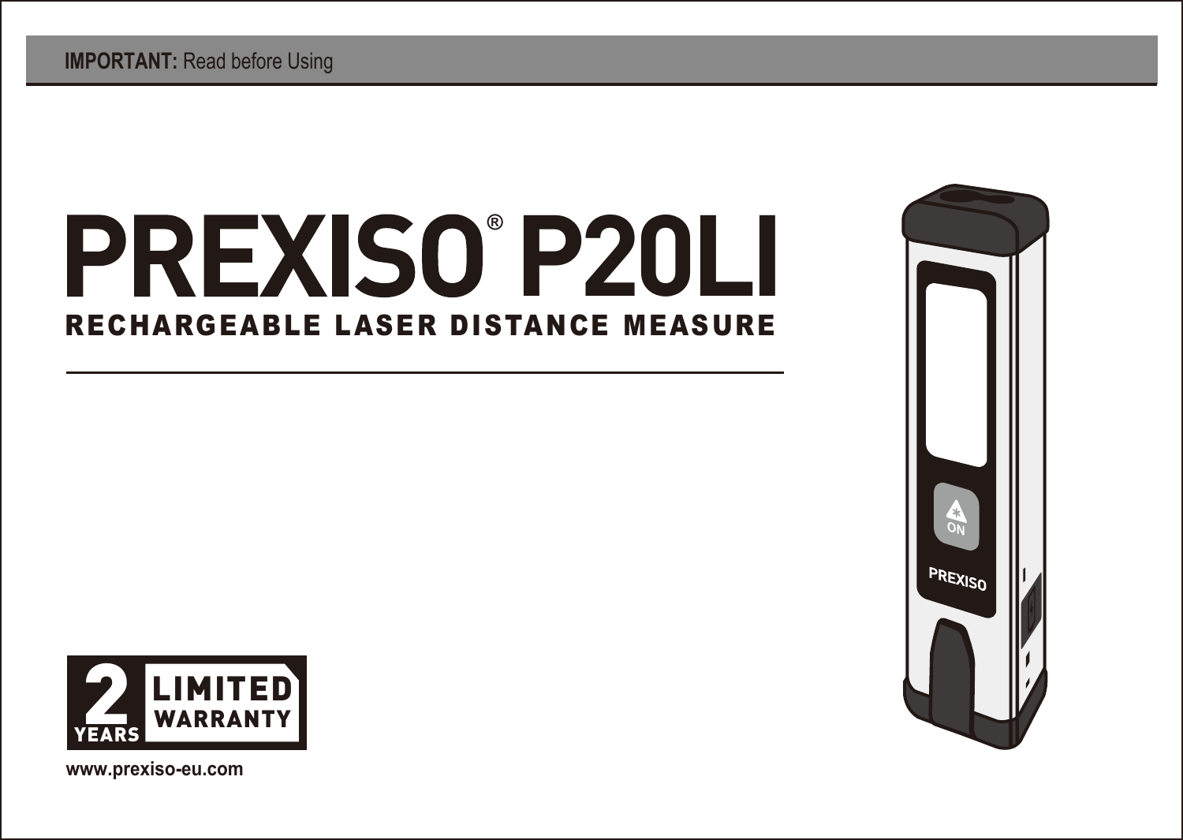**IMPORTANT:** Read before Using

# PREXISO® P20LI

## RECHARGEABLE LASER DISTANCE MEASURE

2 YEARS LIMITED WARRANTY

www.prexiso-eu.com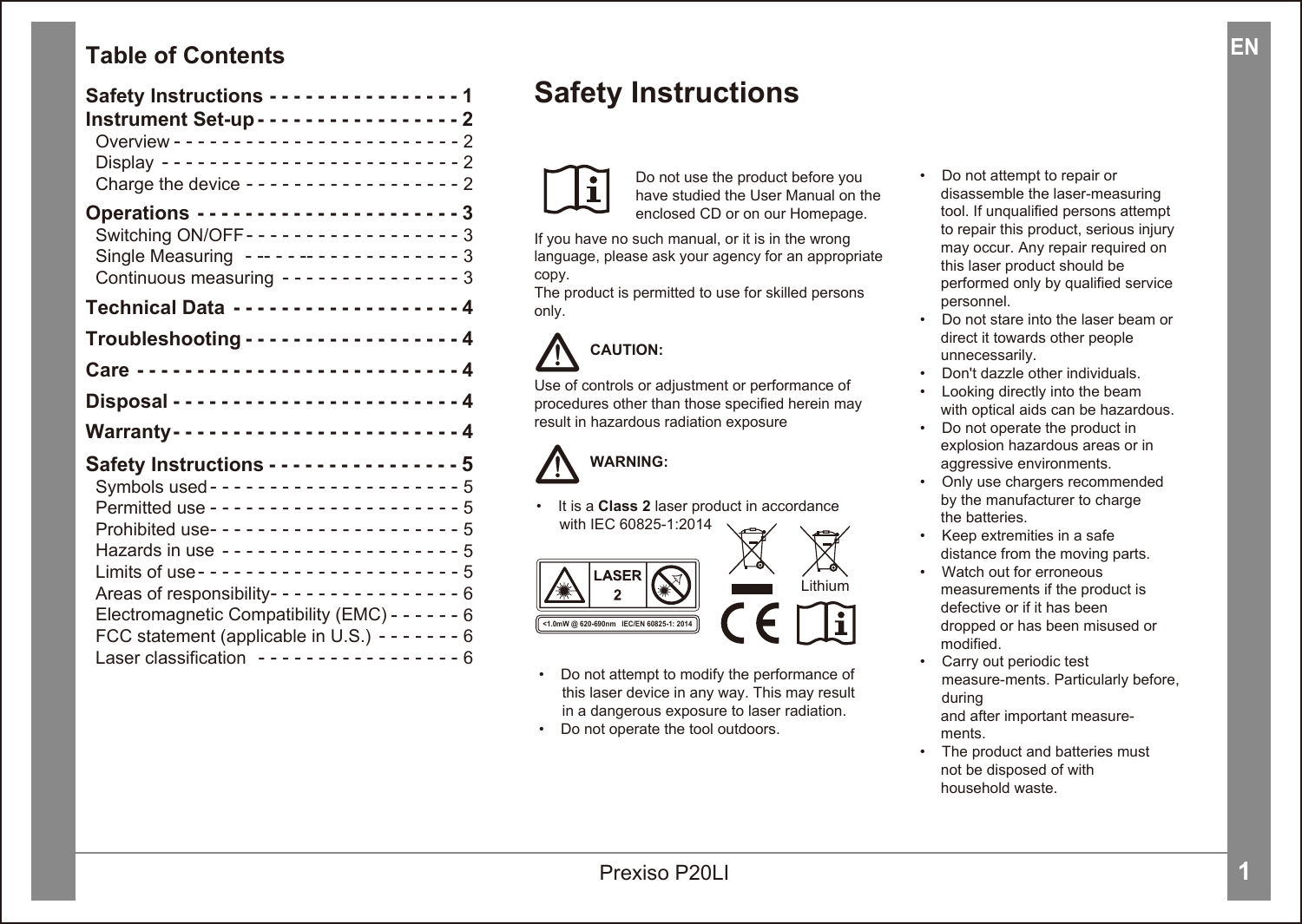## Table of Contents

| Section | Page |
|---|---|
| **Safety Instructions** | **1** |
| **Instrument Set-up** | **2** |
| Overview | 2 |
| Display | 2 |
| Charge the device | 2 |
| **Operations** | **3** |
| Switching ON/OFF | 3 |
| Single Measuring | 3 |
| Continuous measuring | 3 |
| **Technical Data** | **4** |
| **Troubleshooting** | **4** |
| **Care** | **4** |
| **Disposal** | **4** |
| **Warranty** | **4** |
| **Safety Instructions** | **5** |
| Symbols used | 5 |
| Permitted use | 5 |
| Prohibited use | 5 |
| Hazards in use | 5 |
| Limits of use | 5 |
| Areas of responsibility | 6 |
| Electromagnetic Compatibility (EMC) | 6 |
| FCC statement (applicable in U.S.) | 6 |
| Laser classification | 6 |

# Safety Instructions

Do not use the product before you have studied the User Manual on the enclosed CD or on our Homepage.

If you have no such manual, or it is in the wrong language, please ask your agency for an appropriate copy.

The product is permitted to use for skilled persons only.

**CAUTION:**

Use of controls or adjustment or performance of procedures other than those specified herein may result in hazardous radiation exposure

**WARNING:**

- It is a **Class 2** laser product in accordance with IEC 60825-1:2014

LASER 2

<1.0mW @ 620-690nm IEC/EN 60825-1: 2014

Lithium

- Do not attempt to modify the performance of this laser device in any way. This may result in a dangerous exposure to laser radiation.
- Do not operate the tool outdoors.
- Do not attempt to repair or disassemble the laser-measuring tool. If unqualified persons attempt to repair this product, serious injury may occur. Any repair required on this laser product should be performed only by qualified service personnel.
- Do not stare into the laser beam or direct it towards other people unnecessarily.
- Don't dazzle other individuals.
- Looking directly into the beam with optical aids can be hazardous.
- Do not operate the product in explosion hazardous areas or in aggressive environments.
- Only use chargers recommended by the manufacturer to charge the batteries.
- Keep extremities in a safe distance from the moving parts.
- Watch out for erroneous measurements if the product is defective or if it has been dropped or has been misused or modified.
- Carry out periodic test measure-ments. Particularly before, during and after important measure-ments.
- The product and batteries must not be disposed of with household waste.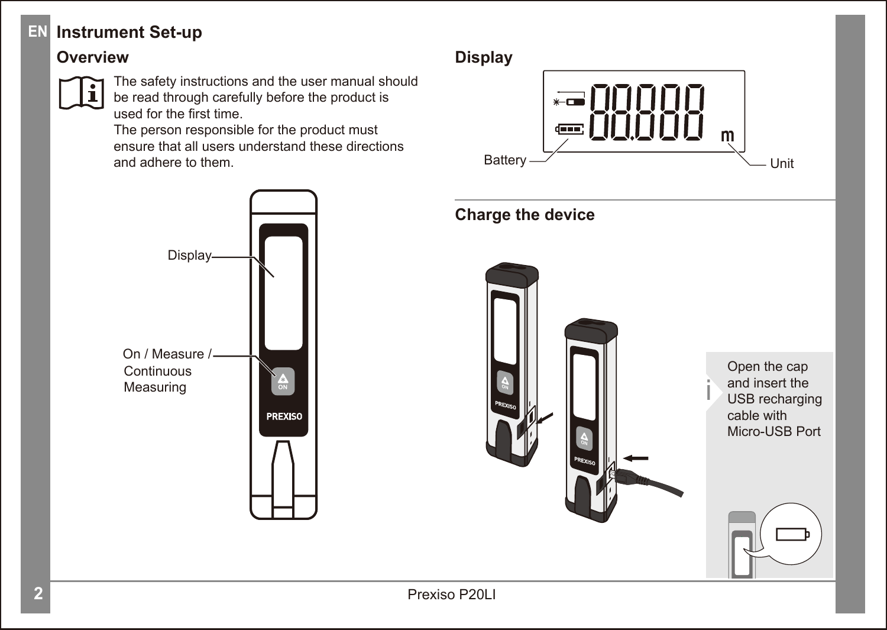# Instrument Set-up

## Overview

The safety instructions and the user manual should be read through carefully before the product is used for the first time.
The person responsible for the product must ensure that all users understand these directions and adhere to them.

Display

On / Measure / Continuous Measuring

## Display

Battery

Unit

## Charge the device

Open the cap and insert the USB recharging cable with Micro-USB Port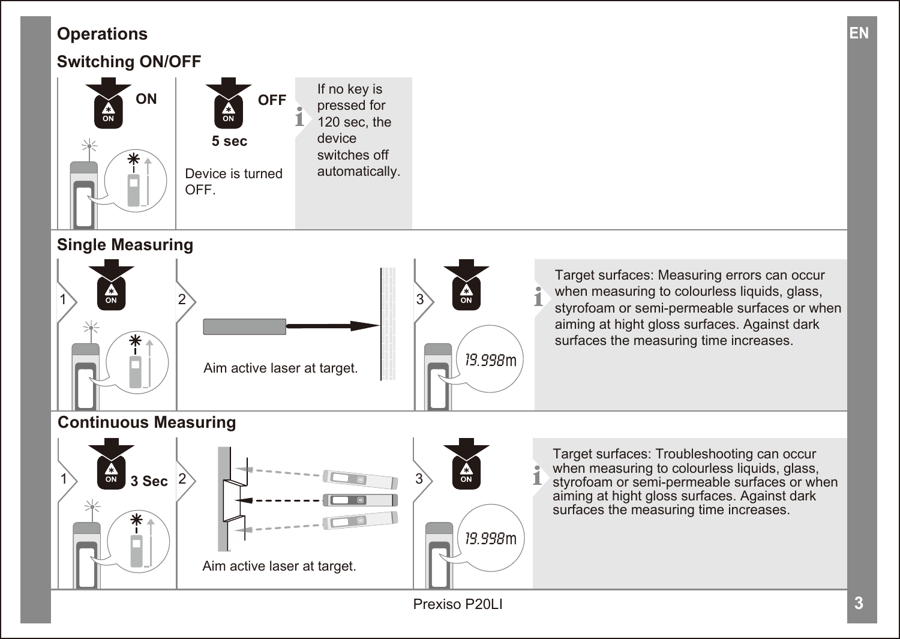# Operations

## Switching ON/OFF

ON

OFF

5 sec

Device is turned OFF.

If no key is pressed for 120 sec, the device switches off automatically.

## Single Measuring

1

2

Aim active laser at target.

3

19.998m

Target surfaces: Measuring errors can occur when measuring to colourless liquids, glass, styrofoam or semi-permeable surfaces or when aiming at hight gloss surfaces. Against dark surfaces the measuring time increases.

## Continuous Measuring

1

3 Sec

2

Aim active laser at target.

3

19.998m

Target surfaces: Troubleshooting can occur when measuring to colourless liquids, glass, styrofoam or semi-permeable surfaces or when aiming at hight gloss surfaces. Against dark surfaces the measuring time increases.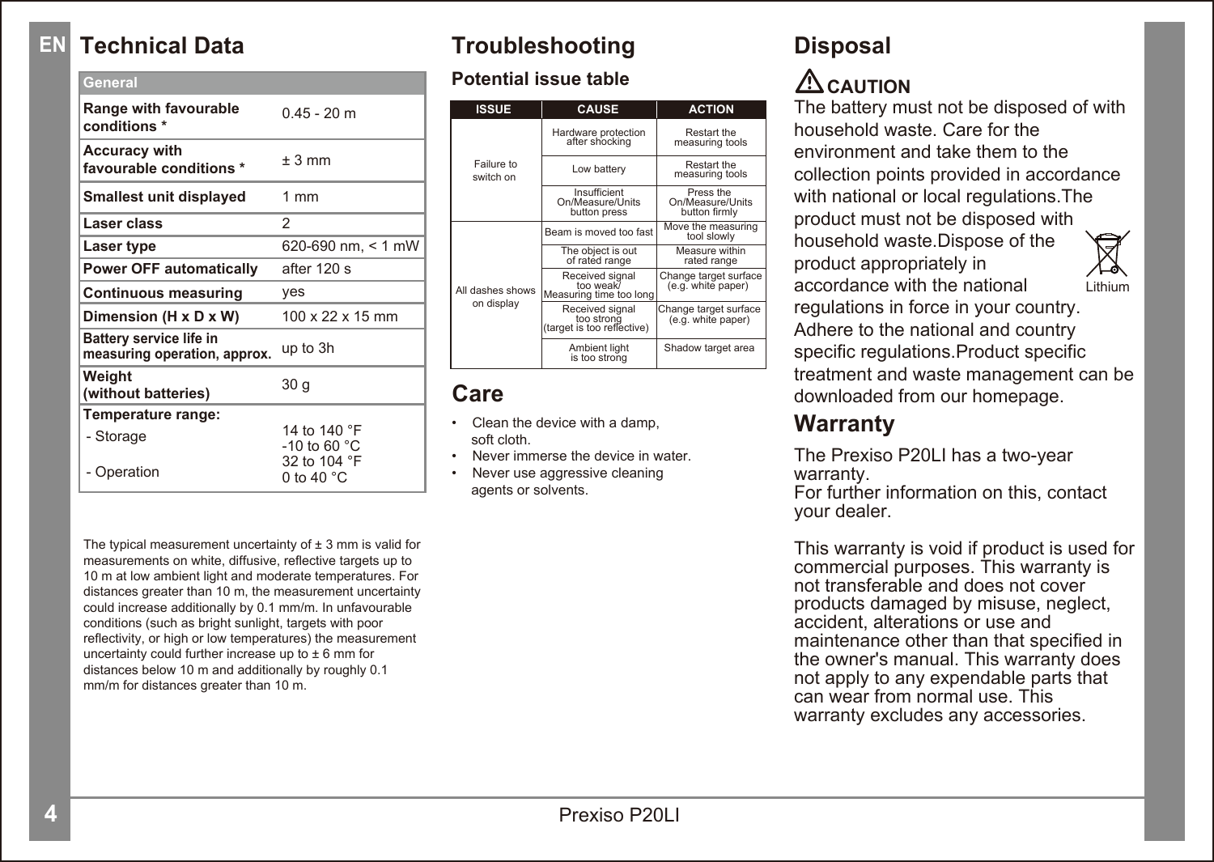# Technical Data

| General | |
|---|---|
| **Range with favourable conditions *** | 0.45 - 20 m |
| **Accuracy with favourable conditions *** | ± 3 mm |
| **Smallest unit displayed** | 1 mm |
| **Laser class** | 2 |
| **Laser type** | 620-690 nm, < 1 mW |
| **Power OFF automatically** | after 120 s |
| **Continuous measuring** | yes |
| **Dimension (H x D x W)** | 100 x 22 x 15 mm |
| **Battery service life in measuring operation, approx.** | up to 3h |
| **Weight (without batteries)** | 30 g |
| **Temperature range:** | |
| - Storage | 14 to 140 °F<br>-10 to 60 °C |
| - Operation | 32 to 104 °F<br>0 to 40 °C |

The typical measurement uncertainty of ± 3 mm is valid for measurements on white, diffusive, reflective targets up to 10 m at low ambient light and moderate temperatures. For distances greater than 10 m, the measurement uncertainty could increase additionally by 0.1 mm/m. In unfavourable conditions (such as bright sunlight, targets with poor reflectivity, or high or low temperatures) the measurement uncertainty could further increase up to ± 6 mm for distances below 10 m and additionally by roughly 0.1 mm/m for distances greater than 10 m.

# Troubleshooting

## Potential issue table

| ISSUE | CAUSE | ACTION |
|---|---|---|
| Failure to switch on | Hardware protection after shocking | Restart the measuring tools |
| | Low battery | Restart the measuring tools |
| | Insufficient On/Measure/Units button press | Press the On/Measure/Units button firmly |
| All dashes shows on display | Beam is moved too fast | Move the measuring tool slowly |
| | The object is out of rated range | Measure within rated range |
| | Received signal too weak/ Measuring time too long | Change target surface (e.g. white paper) |
| | Received signal too strong (target is too reflective) | Change target surface (e.g. white paper) |
| | Ambient light is too strong | Shadow target area |

# Care

- Clean the device with a damp, soft cloth.
- Never immerse the device in water.
- Never use aggressive cleaning agents or solvents.

# Disposal

**⚠ CAUTION**

The battery must not be disposed of with household waste. Care for the environment and take them to the collection points provided in accordance with national or local regulations.The product must not be disposed with household waste.Dispose of the product appropriately in accordance with the national regulations in force in your country. Adhere to the national and country specific regulations.Product specific treatment and waste management can be downloaded from our homepage.

Lithium

# Warranty

The Prexiso P20LI has a two-year warranty.
For further information on this, contact your dealer.

This warranty is void if product is used for commercial purposes. This warranty is not transferable and does not cover products damaged by misuse, neglect, accident, alterations or use and maintenance other than that specified in the owner's manual. This warranty does not apply to any expendable parts that can wear from normal use. This warranty excludes any accessories.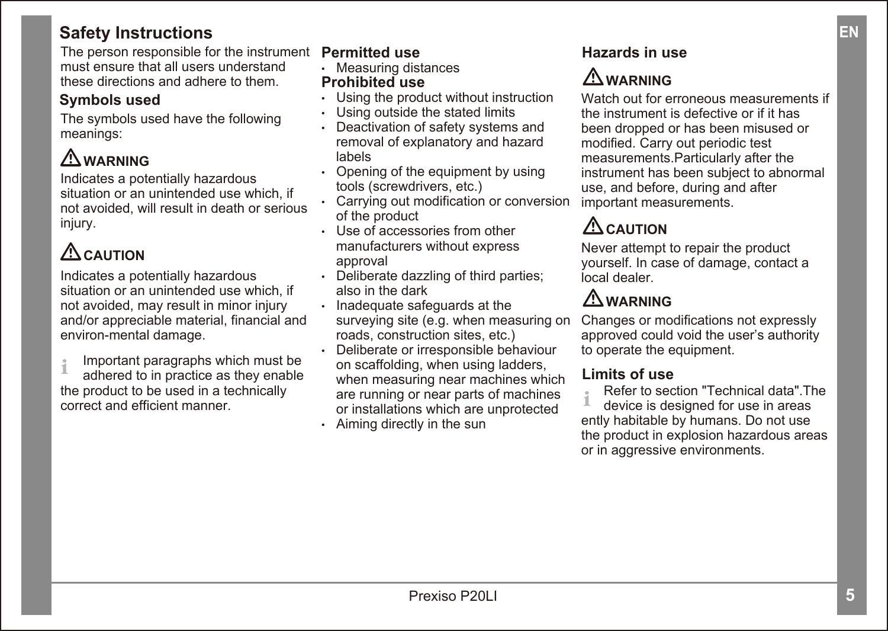# Safety Instructions

The person responsible for the instrument must ensure that all users understand these directions and adhere to them.

## Symbols used

The symbols used have the following meanings:

⚠ **WARNING**

Indicates a potentially hazardous situation or an unintended use which, if not avoided, will result in death or serious injury.

⚠ **CAUTION**

Indicates a potentially hazardous situation or an unintended use which, if not avoided, may result in minor injury and/or appreciable material, financial and environ-mental damage.

i Important paragraphs which must be adhered to in practice as they enable the product to be used in a technically correct and efficient manner.

## Permitted use

- Measuring distances

## Prohibited use

- Using the product without instruction
- Using outside the stated limits
- Deactivation of safety systems and removal of explanatory and hazard labels
- Opening of the equipment by using tools (screwdrivers, etc.)
- Carrying out modification or conversion of the product
- Use of accessories from other manufacturers without express approval
- Deliberate dazzling of third parties; also in the dark
- Inadequate safeguards at the surveying site (e.g. when measuring on roads, construction sites, etc.)
- Deliberate or irresponsible behaviour on scaffolding, when using ladders, when measuring near machines which are running or near parts of machines or installations which are unprotected
- Aiming directly in the sun

## Hazards in use

⚠ **WARNING**

Watch out for erroneous measurements if the instrument is defective or if it has been dropped or has been misused or modified. Carry out periodic test measurements.Particularly after the instrument has been subject to abnormal use, and before, during and after important measurements.

⚠ **CAUTION**

Never attempt to repair the product yourself. In case of damage, contact a local dealer.

⚠ **WARNING**

Changes or modifications not expressly approved could void the user's authority to operate the equipment.

## Limits of use

i Refer to section "Technical data".The device is designed for use in areas ently habitable by humans. Do not use the product in explosion hazardous areas or in aggressive environments.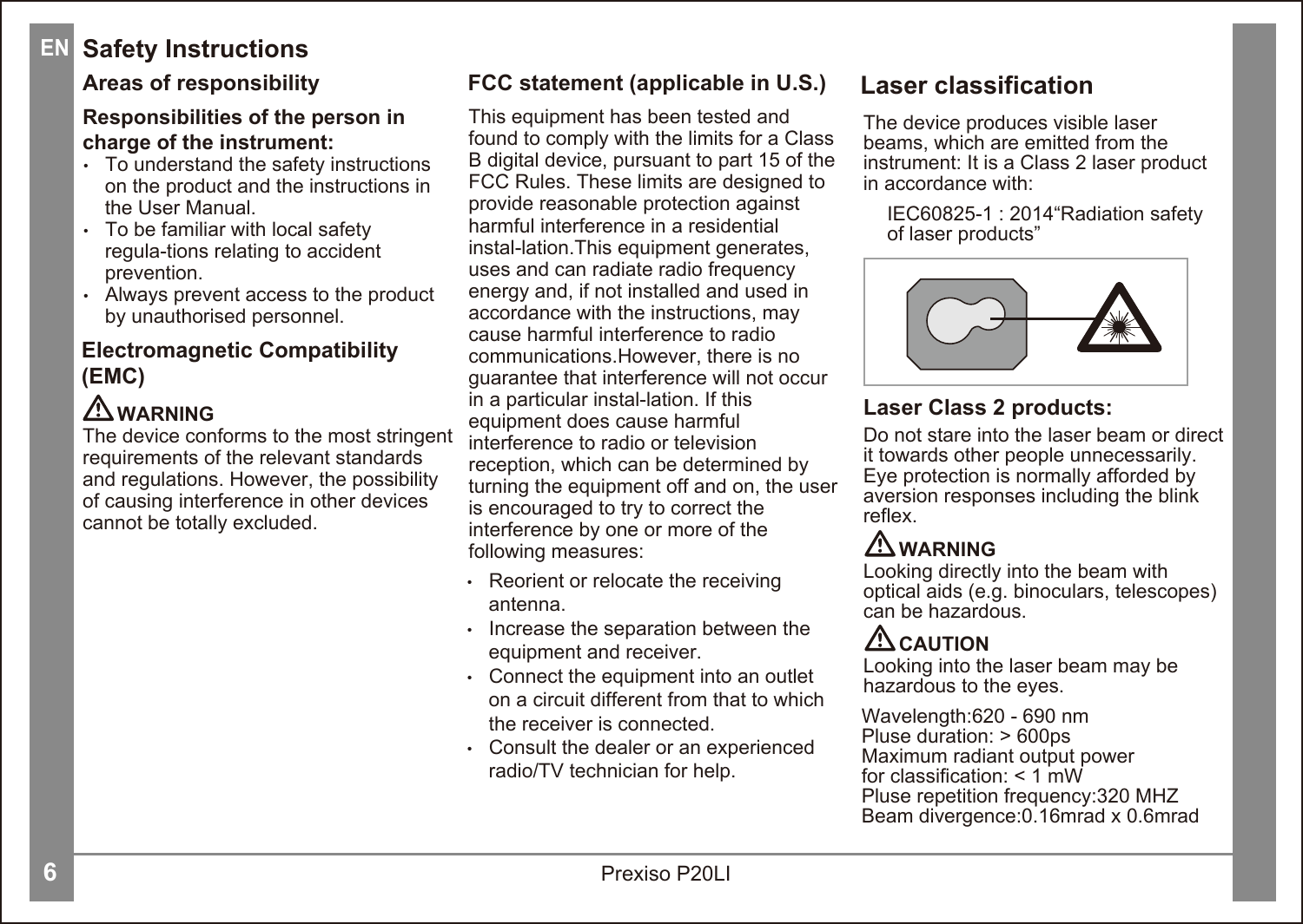# Safety Instructions

## Areas of responsibility

**Responsibilities of the person in charge of the instrument:**

- To understand the safety instructions on the product and the instructions in the User Manual.
- To be familiar with local safety regula-tions relating to accident prevention.
- Always prevent access to the product by unauthorised personnel.

## Electromagnetic Compatibility (EMC)

⚠ **WARNING**

The device conforms to the most stringent requirements of the relevant standards and regulations. However, the possibility of causing interference in other devices cannot be totally excluded.

## FCC statement (applicable in U.S.)

This equipment has been tested and found to comply with the limits for a Class B digital device, pursuant to part 15 of the FCC Rules. These limits are designed to provide reasonable protection against harmful interference in a residential instal-lation.This equipment generates, uses and can radiate radio frequency energy and, if not installed and used in accordance with the instructions, may cause harmful interference to radio communications.However, there is no guarantee that interference will not occur in a particular instal-lation. If this equipment does cause harmful interference to radio or television reception, which can be determined by turning the equipment off and on, the user is encouraged to try to correct the interference by one or more of the following measures:

- Reorient or relocate the receiving antenna.
- Increase the separation between the equipment and receiver.
- Connect the equipment into an outlet on a circuit different from that to which the receiver is connected.
- Consult the dealer or an experienced radio/TV technician for help.

## Laser classification

The device produces visible laser beams, which are emitted from the instrument: It is a Class 2 laser product in accordance with:

IEC60825-1 : 2014“Radiation safety of laser products”

### Laser Class 2 products:

Do not stare into the laser beam or direct it towards other people unnecessarily. Eye protection is normally afforded by aversion responses including the blink reflex.

⚠ **WARNING**

Looking directly into the beam with optical aids (e.g. binoculars, telescopes) can be hazardous.

⚠ **CAUTION**

Looking into the laser beam may be hazardous to the eyes.

Wavelength:620 - 690 nm
Pluse duration: > 600ps
Maximum radiant output power for classification: < 1 mW
Pluse repetition frequency:320 MHZ
Beam divergence:0.16mrad x 0.6mrad